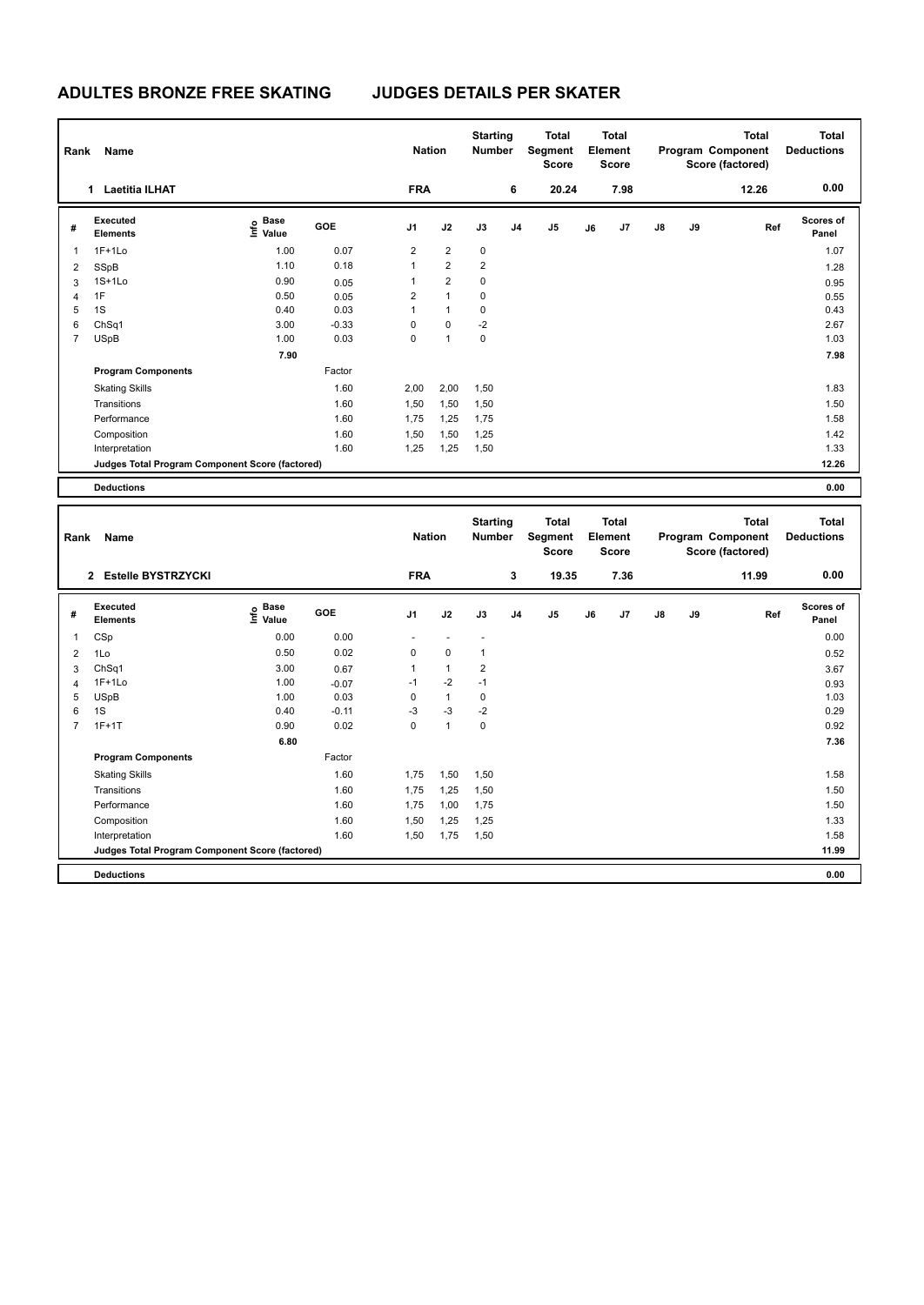# ADULTES BRONZE FREE SKATING JUDGES DETAILS PER SKATER

| Rank | Name | Nation | Starting Number | Total Segment Score | Total Element Score | Total Program Component Score (factored) | Total Deductions |
|---|---|---|---|---|---|---|---|
| 1 | Laetitia ILHAT | FRA | 6 | 20.24 | 7.98 | 12.26 | 0.00 |

| # | Executed Elements | Info | Base Value | GOE | J1 | J2 | J3 | J4 | J5 | J6 | J7 | J8 | J9 | Ref | Scores of Panel |
|---|---|---|---|---|---|---|---|---|---|---|---|---|---|---|---|
| 1 | 1F+1Lo | | 1.00 | 0.07 | 2 | 2 | 0 | | | | | | | | 1.07 |
| 2 | SSpB | | 1.10 | 0.18 | 1 | 2 | 2 | | | | | | | | 1.28 |
| 3 | 1S+1Lo | | 0.90 | 0.05 | 1 | 2 | 0 | | | | | | | | 0.95 |
| 4 | 1F | | 0.50 | 0.05 | 2 | 1 | 0 | | | | | | | | 0.55 |
| 5 | 1S | | 0.40 | 0.03 | 1 | 1 | 0 | | | | | | | | 0.43 |
| 6 | ChSq1 | | 3.00 | -0.33 | 0 | 0 | -2 | | | | | | | | 2.67 |
| 7 | USpB | | 1.00 | 0.03 | 0 | 1 | 0 | | | | | | | | 1.03 |
| | | | 7.90 | | | | | | | | | | | | 7.98 |
| | **Program Components** | | | Factor | | | | | | | | | | | |
| | Skating Skills | | | 1.60 | 2,00 | 2,00 | 1,50 | | | | | | | | 1.83 |
| | Transitions | | | 1.60 | 1,50 | 1,50 | 1,50 | | | | | | | | 1.50 |
| | Performance | | | 1.60 | 1,75 | 1,25 | 1,75 | | | | | | | | 1.58 |
| | Composition | | | 1.60 | 1,50 | 1,50 | 1,25 | | | | | | | | 1.42 |
| | Interpretation | | | 1.60 | 1,25 | 1,25 | 1,50 | | | | | | | | 1.33 |
| | **Judges Total Program Component Score (factored)** | | | | | | | | | | | | | | 12.26 |
| | **Deductions** | | | | | | | | | | | | | | 0.00 |

| Rank | Name | Nation | Starting Number | Total Segment Score | Total Element Score | Total Program Component Score (factored) | Total Deductions |
|---|---|---|---|---|---|---|---|
| 2 | Estelle BYSTRZYCKI | FRA | 3 | 19.35 | 7.36 | 11.99 | 0.00 |

| # | Executed Elements | Info | Base Value | GOE | J1 | J2 | J3 | J4 | J5 | J6 | J7 | J8 | J9 | Ref | Scores of Panel |
|---|---|---|---|---|---|---|---|---|---|---|---|---|---|---|---|
| 1 | CSp | | 0.00 | 0.00 | - | - | - | | | | | | | | 0.00 |
| 2 | 1Lo | | 0.50 | 0.02 | 0 | 0 | 1 | | | | | | | | 0.52 |
| 3 | ChSq1 | | 3.00 | 0.67 | 1 | 1 | 2 | | | | | | | | 3.67 |
| 4 | 1F+1Lo | | 1.00 | -0.07 | -1 | -2 | -1 | | | | | | | | 0.93 |
| 5 | USpB | | 1.00 | 0.03 | 0 | 1 | 0 | | | | | | | | 1.03 |
| 6 | 1S | | 0.40 | -0.11 | -3 | -3 | -2 | | | | | | | | 0.29 |
| 7 | 1F+1T | | 0.90 | 0.02 | 0 | 1 | 0 | | | | | | | | 0.92 |
| | | | 6.80 | | | | | | | | | | | | 7.36 |
| | **Program Components** | | | Factor | | | | | | | | | | | |
| | Skating Skills | | | 1.60 | 1,75 | 1,50 | 1,50 | | | | | | | | 1.58 |
| | Transitions | | | 1.60 | 1,75 | 1,25 | 1,50 | | | | | | | | 1.50 |
| | Performance | | | 1.60 | 1,75 | 1,00 | 1,75 | | | | | | | | 1.50 |
| | Composition | | | 1.60 | 1,50 | 1,25 | 1,25 | | | | | | | | 1.33 |
| | Interpretation | | | 1.60 | 1,50 | 1,75 | 1,50 | | | | | | | | 1.58 |
| | **Judges Total Program Component Score (factored)** | | | | | | | | | | | | | | 11.99 |
| | **Deductions** | | | | | | | | | | | | | | 0.00 |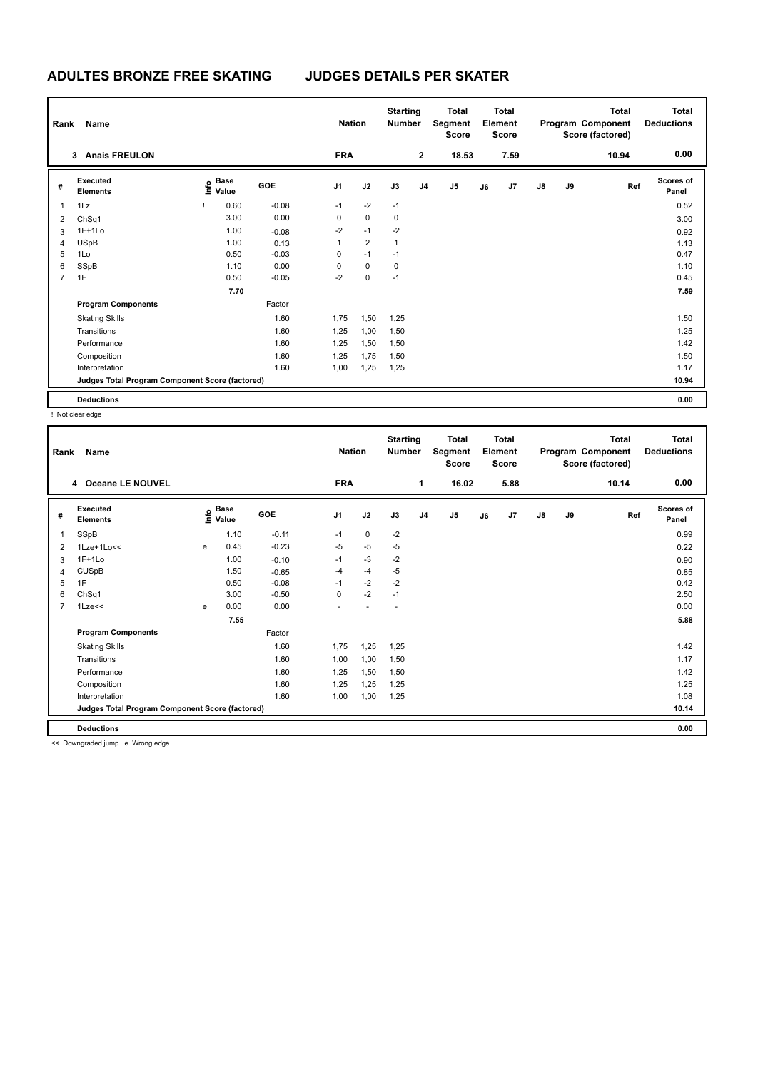# ADULTES BRONZE FREE SKATING JUDGES DETAILS PER SKATER

| Rank | Name | Nation | Starting Number | Total Segment Score | Total Element Score | Total Program Component Score (factored) | Total Deductions |
|---|---|---|---|---|---|---|---|
| 3 | Anais FREULON | FRA | 2 | 18.53 | 7.59 | 10.94 | 0.00 |

| # | Executed Elements | Info | Base Value | GOE | J1 | J2 | J3 | J4 | J5 | J6 | J7 | J8 | J9 | Ref | Scores of Panel |
|---|---|---|---|---|---|---|---|---|---|---|---|---|---|---|---|
| 1 | 1Lz | ! | 0.60 | -0.08 | -1 | -2 | -1 | | | | | | | | 0.52 |
| 2 | ChSq1 | | 3.00 | 0.00 | 0 | 0 | 0 | | | | | | | | 3.00 |
| 3 | 1F+1Lo | | 1.00 | -0.08 | -2 | -1 | -2 | | | | | | | | 0.92 |
| 4 | USpB | | 1.00 | 0.13 | 1 | 2 | 1 | | | | | | | | 1.13 |
| 5 | 1Lo | | 0.50 | -0.03 | 0 | -1 | -1 | | | | | | | | 0.47 |
| 6 | SSpB | | 1.10 | 0.00 | 0 | 0 | 0 | | | | | | | | 1.10 |
| 7 | 1F | | 0.50 | -0.05 | -2 | 0 | -1 | | | | | | | | 0.45 |
| | | | 7.70 | | | | | | | | | | | | 7.59 |
| | Program Components | | | Factor | | | | | | | | | | | |
| | Skating Skills | | | 1.60 | 1,75 | 1,50 | 1,25 | | | | | | | | 1.50 |
| | Transitions | | | 1.60 | 1,25 | 1,00 | 1,50 | | | | | | | | 1.25 |
| | Performance | | | 1.60 | 1,25 | 1,50 | 1,50 | | | | | | | | 1.42 |
| | Composition | | | 1.60 | 1,25 | 1,75 | 1,50 | | | | | | | | 1.50 |
| | Interpretation | | | 1.60 | 1,00 | 1,25 | 1,25 | | | | | | | | 1.17 |
| | Judges Total Program Component Score (factored) | | | | | | | | | | | | | | 10.94 |
| | Deductions | | | | | | | | | | | | | | 0.00 |

! Not clear edge

| Rank | Name | Nation | Starting Number | Total Segment Score | Total Element Score | Total Program Component Score (factored) | Total Deductions |
|---|---|---|---|---|---|---|---|
| 4 | Oceane LE NOUVEL | FRA | 1 | 16.02 | 5.88 | 10.14 | 0.00 |

| # | Executed Elements | Info | Base Value | GOE | J1 | J2 | J3 | J4 | J5 | J6 | J7 | J8 | J9 | Ref | Scores of Panel |
|---|---|---|---|---|---|---|---|---|---|---|---|---|---|---|---|
| 1 | SSpB | | 1.10 | -0.11 | -1 | 0 | -2 | | | | | | | | 0.99 |
| 2 | 1Lze+1Lo<< | e | 0.45 | -0.23 | -5 | -5 | -5 | | | | | | | | 0.22 |
| 3 | 1F+1Lo | | 1.00 | -0.10 | -1 | -3 | -2 | | | | | | | | 0.90 |
| 4 | CUSpB | | 1.50 | -0.65 | -4 | -4 | -5 | | | | | | | | 0.85 |
| 5 | 1F | | 0.50 | -0.08 | -1 | -2 | -2 | | | | | | | | 0.42 |
| 6 | ChSq1 | | 3.00 | -0.50 | 0 | -2 | -1 | | | | | | | | 2.50 |
| 7 | 1Lze<< | e | 0.00 | 0.00 | - | - | - | | | | | | | | 0.00 |
| | | | 7.55 | | | | | | | | | | | | 5.88 |
| | Program Components | | | Factor | | | | | | | | | | | |
| | Skating Skills | | | 1.60 | 1,75 | 1,25 | 1,25 | | | | | | | | 1.42 |
| | Transitions | | | 1.60 | 1,00 | 1,00 | 1,50 | | | | | | | | 1.17 |
| | Performance | | | 1.60 | 1,25 | 1,50 | 1,50 | | | | | | | | 1.42 |
| | Composition | | | 1.60 | 1,25 | 1,25 | 1,25 | | | | | | | | 1.25 |
| | Interpretation | | | 1.60 | 1,00 | 1,00 | 1,25 | | | | | | | | 1.08 |
| | Judges Total Program Component Score (factored) | | | | | | | | | | | | | | 10.14 |
| | Deductions | | | | | | | | | | | | | | 0.00 |

<< Downgraded jump e Wrong edge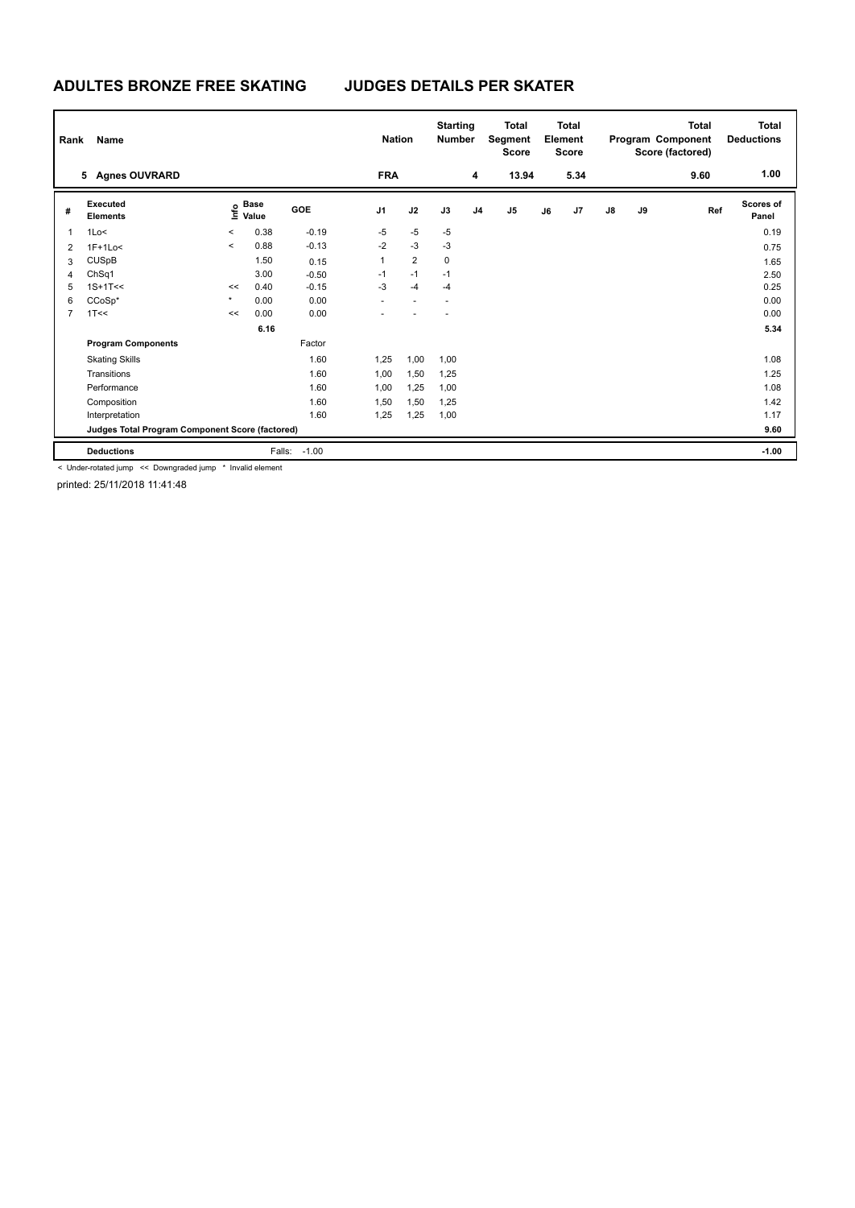# ADULTES BRONZE FREE SKATING JUDGES DETAILS PER SKATER

| Rank | Name | Nation | Starting Number | Total Segment Score | Total Element Score | Total Program Component Score (factored) | Total Deductions |
|---|---|---|---|---|---|---|---|
| 5 | Agnes OUVRARD | FRA | 4 | 13.94 | 5.34 | 9.60 | 1.00 |

| # | Executed Elements | Info | Base Value | GOE | J1 | J2 | J3 | J4 | J5 | J6 | J7 | J8 | J9 | Ref | Scores of Panel |
|---|---|---|---|---|---|---|---|---|---|---|---|---|---|---|---|
| 1 | 1Lo< | < | 0.38 | -0.19 | -5 | -5 | -5 | | | | | | | | 0.19 |
| 2 | 1F+1Lo< | < | 0.88 | -0.13 | -2 | -3 | -3 | | | | | | | | 0.75 |
| 3 | CUSpB | | 1.50 | 0.15 | 1 | 2 | 0 | | | | | | | | 1.65 |
| 4 | ChSq1 | | 3.00 | -0.50 | -1 | -1 | -1 | | | | | | | | 2.50 |
| 5 | 1S+1T<< | << | 0.40 | -0.15 | -3 | -4 | -4 | | | | | | | | 0.25 |
| 6 | CCoSp* | * | 0.00 | 0.00 | - | - | - | | | | | | | | 0.00 |
| 7 | 1T<< | << | 0.00 | 0.00 | - | - | - | | | | | | | | 0.00 |
| | | | 6.16 | | | | | | | | | | | | 5.34 |
| | **Program Components** | | | Factor | | | | | | | | | | | |
| | Skating Skills | | | 1.60 | 1,25 | 1,00 | 1,00 | | | | | | | | 1.08 |
| | Transitions | | | 1.60 | 1,00 | 1,50 | 1,25 | | | | | | | | 1.25 |
| | Performance | | | 1.60 | 1,00 | 1,25 | 1,00 | | | | | | | | 1.08 |
| | Composition | | | 1.60 | 1,50 | 1,50 | 1,25 | | | | | | | | 1.42 |
| | Interpretation | | | 1.60 | 1,25 | 1,25 | 1,00 | | | | | | | | 1.17 |
| | **Judges Total Program Component Score (factored)** | | | | | | | | | | | | | | 9.60 |
| | **Deductions** | | Falls: | -1.00 | | | | | | | | | | | -1.00 |

< Under-rotated jump << Downgraded jump * Invalid element

printed: 25/11/2018 11:41:48